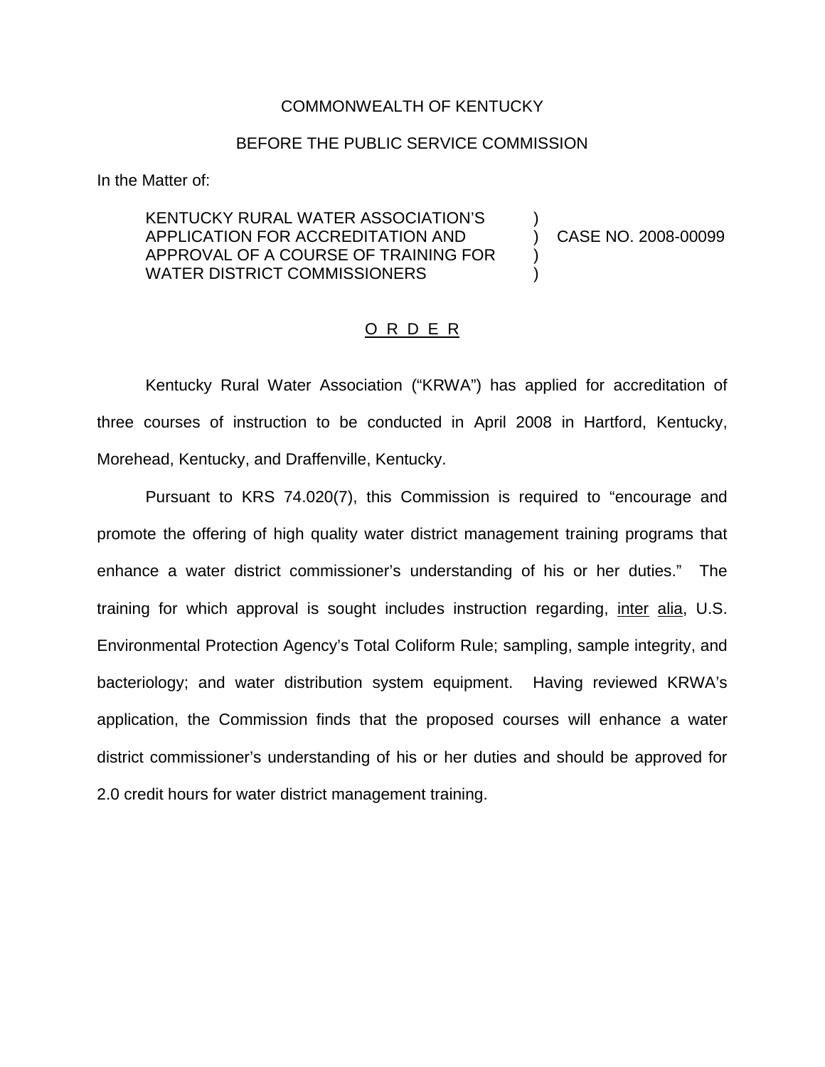COMMONWEALTH OF KENTUCKY

BEFORE THE PUBLIC SERVICE COMMISSION

In the Matter of:

| | | |
|---|---|---|
| KENTUCKY RURAL WATER ASSOCIATION'S APPLICATION FOR ACCREDITATION AND APPROVAL OF A COURSE OF TRAINING FOR WATER DISTRICT COMMISSIONERS | ) ) ) ) | CASE NO. 2008-00099 |

## O R D E R

Kentucky Rural Water Association ("KRWA") has applied for accreditation of three courses of instruction to be conducted in April 2008 in Hartford, Kentucky, Morehead, Kentucky, and Draffenville, Kentucky.

Pursuant to KRS 74.020(7), this Commission is required to "encourage and promote the offering of high quality water district management training programs that enhance a water district commissioner's understanding of his or her duties." The training for which approval is sought includes instruction regarding, inter alia, U.S. Environmental Protection Agency's Total Coliform Rule; sampling, sample integrity, and bacteriology; and water distribution system equipment. Having reviewed KRWA's application, the Commission finds that the proposed courses will enhance a water district commissioner's understanding of his or her duties and should be approved for 2.0 credit hours for water district management training.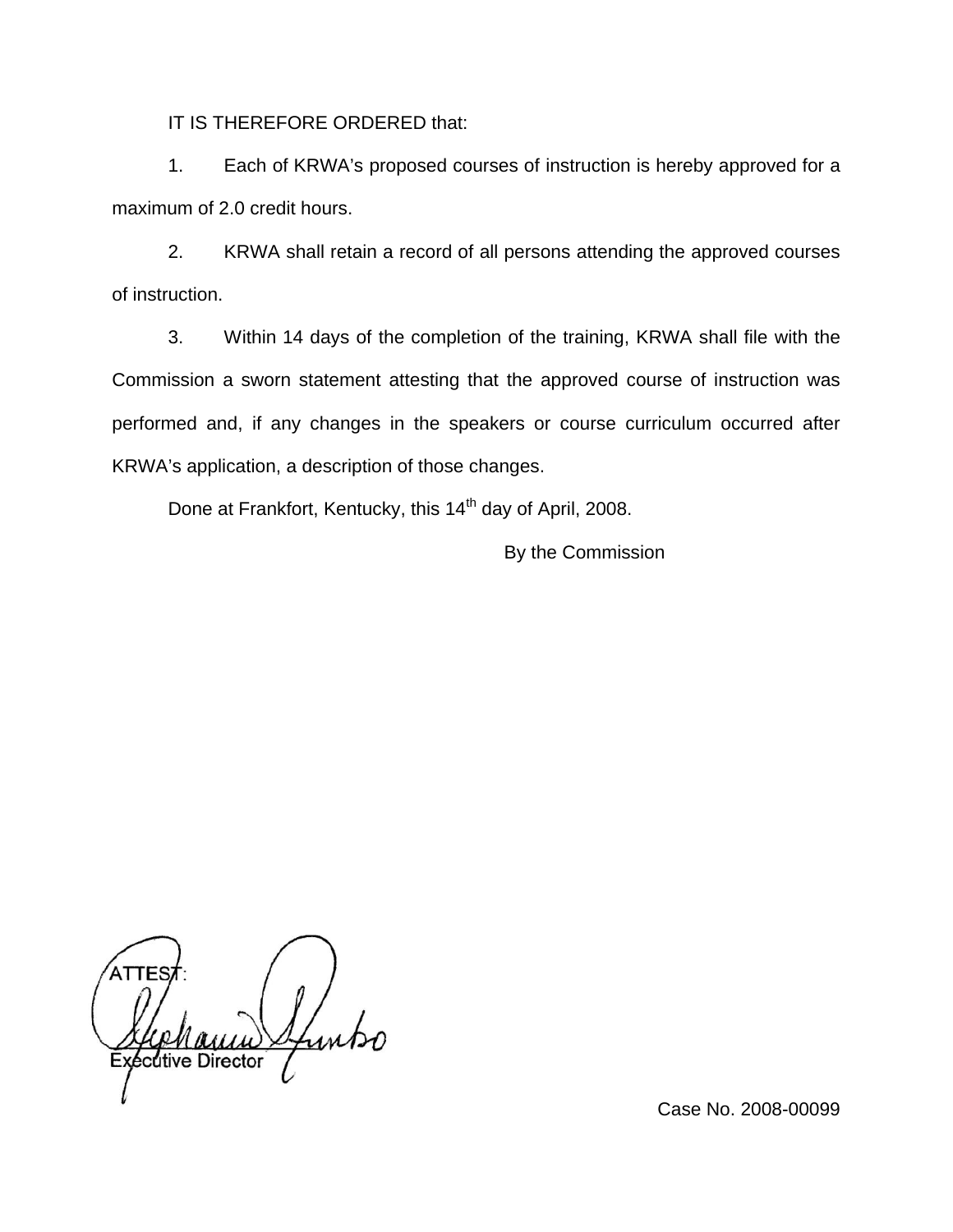IT IS THEREFORE ORDERED that:

1. Each of KRWA's proposed courses of instruction is hereby approved for a maximum of 2.0 credit hours.

2. KRWA shall retain a record of all persons attending the approved courses of instruction.

3. Within 14 days of the completion of the training, KRWA shall file with the Commission a sworn statement attesting that the approved course of instruction was performed and, if any changes in the speakers or course curriculum occurred after KRWA's application, a description of those changes.

Done at Frankfort, Kentucky, this 14th day of April, 2008.

By the Commission

ATTEST:

Executive Director

Case No. 2008-00099